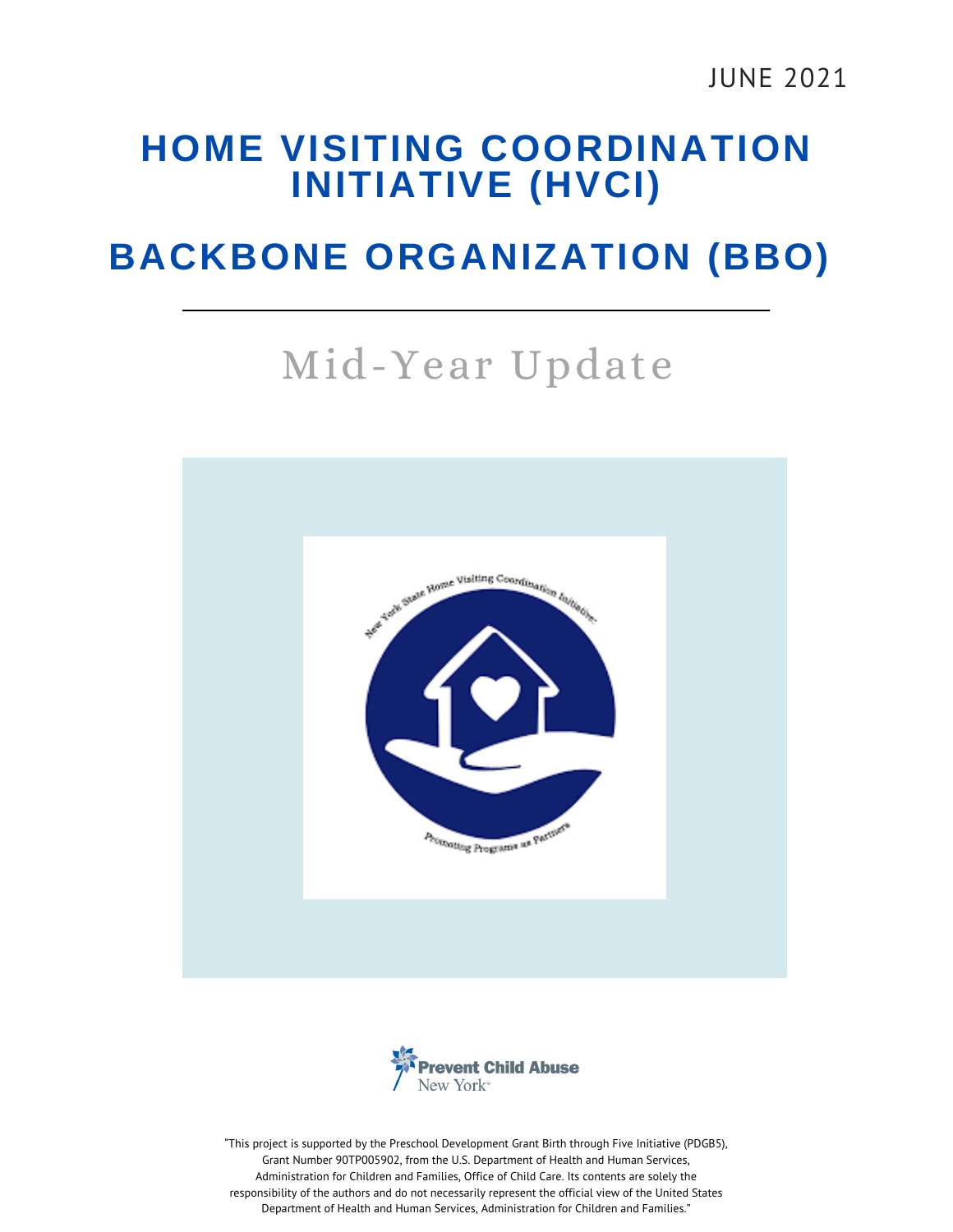JUNE 2021

# HOME VISITING COORDINATION INITIATIVE (HVCI)

# BACKBONE ORGANIZATION (BBO)

## Mid-Year Update

New York State Home Visiting Coordination Initiative

Promoting Programs as Partners

Prevent Child Abuse New York

"This project is supported by the Preschool Development Grant Birth through Five Initiative (PDGB5), Grant Number 90TP005902, from the U.S. Department of Health and Human Services, Administration for Children and Families, Office of Child Care. Its contents are solely the responsibility of the authors and do not necessarily represent the official view of the United States Department of Health and Human Services, Administration for Children and Families."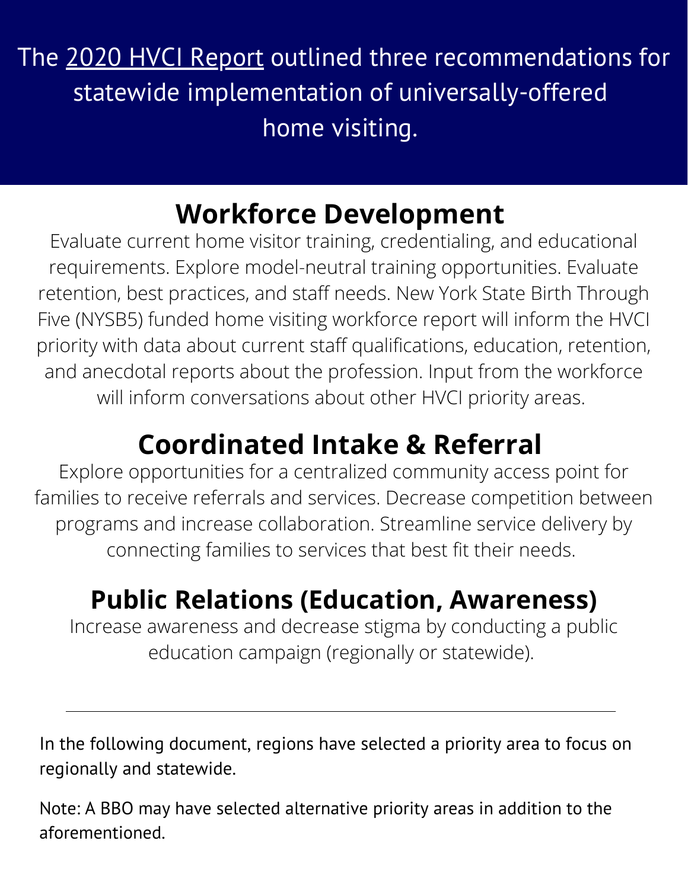The [2020 HVCI Report](2020 HVCI Report) outlined three recommendations for statewide implementation of universally-offered home visiting.

## Workforce Development

Evaluate current home visitor training, credentialing, and educational requirements. Explore model-neutral training opportunities. Evaluate retention, best practices, and staff needs. New York State Birth Through Five (NYSB5) funded home visiting workforce report will inform the HVCI priority with data about current staff qualifications, education, retention, and anecdotal reports about the profession. Input from the workforce will inform conversations about other HVCI priority areas.

## Coordinated Intake & Referral

Explore opportunities for a centralized community access point for families to receive referrals and services. Decrease competition between programs and increase collaboration. Streamline service delivery by connecting families to services that best fit their needs.

## Public Relations (Education, Awareness)

Increase awareness and decrease stigma by conducting a public education campaign (regionally or statewide).

---

In the following document, regions have selected a priority area to focus on regionally and statewide.

Note: A BBO may have selected alternative priority areas in addition to the aforementioned.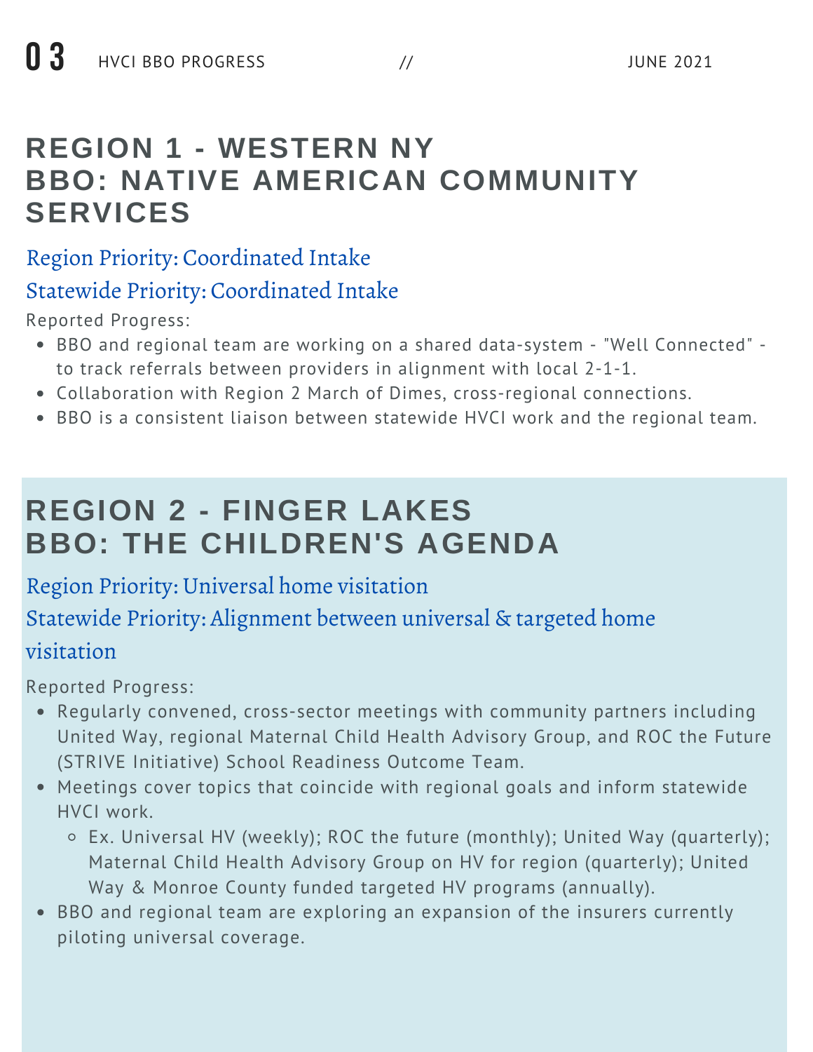## REGION 1 - WESTERN NY
## BBO: NATIVE AMERICAN COMMUNITY SERVICES

### Region Priority: Coordinated Intake

### Statewide Priority: Coordinated Intake

Reported Progress:

- BBO and regional team are working on a shared data-system - "Well Connected" - to track referrals between providers in alignment with local 2-1-1.
- Collaboration with Region 2 March of Dimes, cross-regional connections.
- BBO is a consistent liaison between statewide HVCI work and the regional team.

## REGION 2 - FINGER LAKES
## BBO: THE CHILDREN'S AGENDA

### Region Priority: Universal home visitation

### Statewide Priority: Alignment between universal & targeted home visitation

Reported Progress:

- Regularly convened, cross-sector meetings with community partners including United Way, regional Maternal Child Health Advisory Group, and ROC the Future (STRIVE Initiative) School Readiness Outcome Team.
- Meetings cover topics that coincide with regional goals and inform statewide HVCI work.
  - Ex. Universal HV (weekly); ROC the future (monthly); United Way (quarterly); Maternal Child Health Advisory Group on HV for region (quarterly); United Way & Monroe County funded targeted HV programs (annually).
- BBO and regional team are exploring an expansion of the insurers currently piloting universal coverage.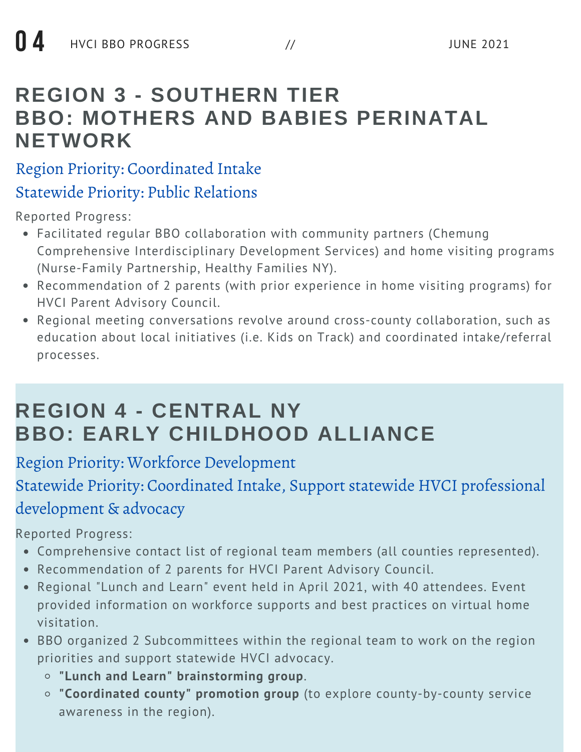## REGION 3 - SOUTHERN TIER
## BBO: MOTHERS AND BABIES PERINATAL NETWORK

Region Priority: Coordinated Intake

Statewide Priority: Public Relations

Reported Progress:

- Facilitated regular BBO collaboration with community partners (Chemung Comprehensive Interdisciplinary Development Services) and home visiting programs (Nurse-Family Partnership, Healthy Families NY).
- Recommendation of 2 parents (with prior experience in home visiting programs) for HVCI Parent Advisory Council.
- Regional meeting conversations revolve around cross-county collaboration, such as education about local initiatives (i.e. Kids on Track) and coordinated intake/referral processes.

## REGION 4 - CENTRAL NY
## BBO: EARLY CHILDHOOD ALLIANCE

Region Priority: Workforce Development

Statewide Priority: Coordinated Intake, Support statewide HVCI professional development & advocacy

Reported Progress:

- Comprehensive contact list of regional team members (all counties represented).
- Recommendation of 2 parents for HVCI Parent Advisory Council.
- Regional "Lunch and Learn" event held in April 2021, with 40 attendees. Event provided information on workforce supports and best practices on virtual home visitation.
- BBO organized 2 Subcommittees within the regional team to work on the region priorities and support statewide HVCI advocacy.
  - **"Lunch and Learn" brainstorming group**.
  - **"Coordinated county" promotion group** (to explore county-by-county service awareness in the region).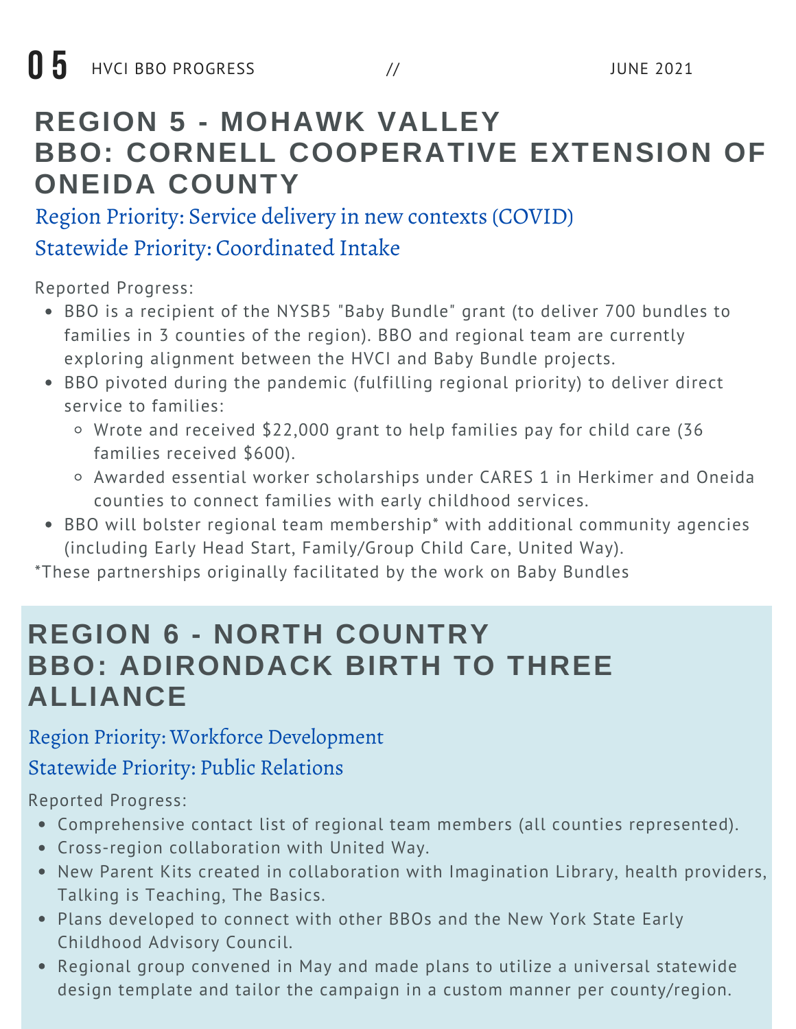## REGION 5 - MOHAWK VALLEY BBO: CORNELL COOPERATIVE EXTENSION OF ONEIDA COUNTY

Region Priority: Service delivery in new contexts (COVID)

Statewide Priority: Coordinated Intake

Reported Progress:

- BBO is a recipient of the NYSB5 "Baby Bundle" grant (to deliver 700 bundles to families in 3 counties of the region). BBO and regional team are currently exploring alignment between the HVCI and Baby Bundle projects.
- BBO pivoted during the pandemic (fulfilling regional priority) to deliver direct service to families:
  - Wrote and received $22,000 grant to help families pay for child care (36 families received $600).
  - Awarded essential worker scholarships under CARES 1 in Herkimer and Oneida counties to connect families with early childhood services.
- BBO will bolster regional team membership* with additional community agencies (including Early Head Start, Family/Group Child Care, United Way).

*These partnerships originally facilitated by the work on Baby Bundles

## REGION 6 - NORTH COUNTRY BBO: ADIRONDACK BIRTH TO THREE ALLIANCE

Region Priority: Workforce Development

Statewide Priority: Public Relations

Reported Progress:

- Comprehensive contact list of regional team members (all counties represented).
- Cross-region collaboration with United Way.
- New Parent Kits created in collaboration with Imagination Library, health providers, Talking is Teaching, The Basics.
- Plans developed to connect with other BBOs and the New York State Early Childhood Advisory Council.
- Regional group convened in May and made plans to utilize a universal statewide design template and tailor the campaign in a custom manner per county/region.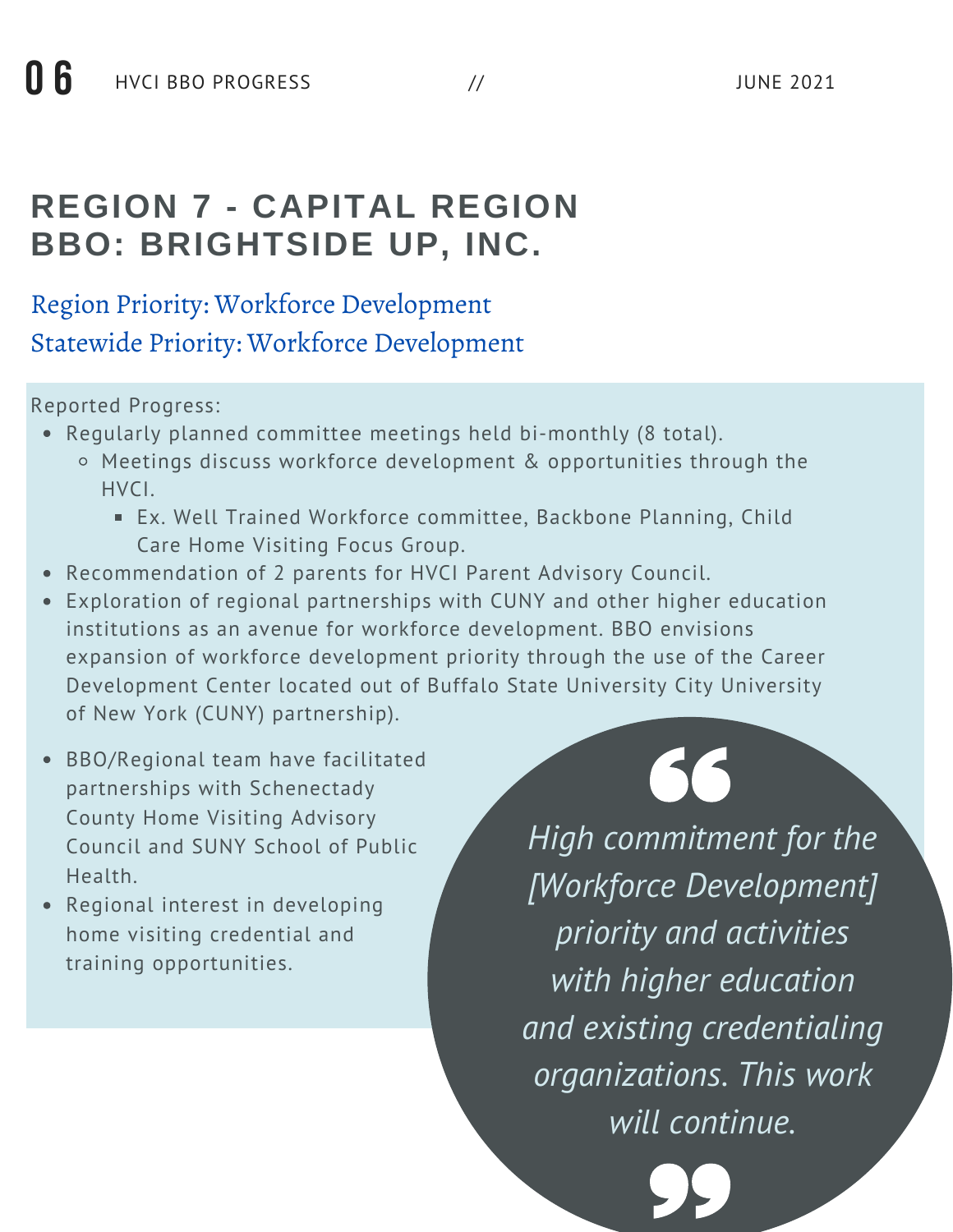# REGION 7 - CAPITAL REGION BBO: BRIGHTSIDE UP, INC.

Region Priority: Workforce Development
Statewide Priority: Workforce Development

Reported Progress:

- Regularly planned committee meetings held bi-monthly (8 total).
  - Meetings discuss workforce development & opportunities through the HVCI.
    - Ex. Well Trained Workforce committee, Backbone Planning, Child Care Home Visiting Focus Group.
- Recommendation of 2 parents for HVCI Parent Advisory Council.
- Exploration of regional partnerships with CUNY and other higher education institutions as an avenue for workforce development. BBO envisions expansion of workforce development priority through the use of the Career Development Center located out of Buffalo State University City University of New York (CUNY) partnership).
- BBO/Regional team have facilitated partnerships with Schenectady County Home Visiting Advisory Council and SUNY School of Public Health.
- Regional interest in developing home visiting credential and training opportunities.

> *High commitment for the [Workforce Development] priority and activities with higher education and existing credentialing organizations. This work will continue.*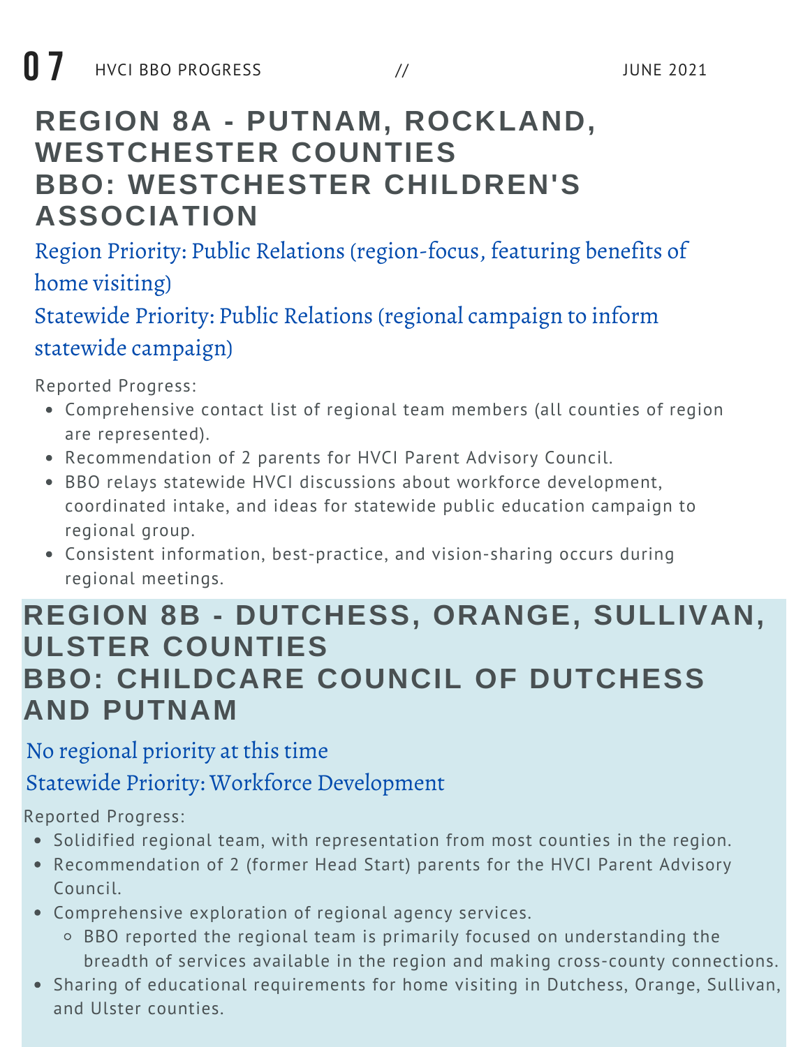## REGION 8A - PUTNAM, ROCKLAND, WESTCHESTER COUNTIES
## BBO: WESTCHESTER CHILDREN'S ASSOCIATION

Region Priority: Public Relations (region-focus, featuring benefits of home visiting)

Statewide Priority: Public Relations (regional campaign to inform statewide campaign)

Reported Progress:

- Comprehensive contact list of regional team members (all counties of region are represented).
- Recommendation of 2 parents for HVCI Parent Advisory Council.
- BBO relays statewide HVCI discussions about workforce development, coordinated intake, and ideas for statewide public education campaign to regional group.
- Consistent information, best-practice, and vision-sharing occurs during regional meetings.

## REGION 8B - DUTCHESS, ORANGE, SULLIVAN, ULSTER COUNTIES
## BBO: CHILDCARE COUNCIL OF DUTCHESS AND PUTNAM

No regional priority at this time

Statewide Priority: Workforce Development

Reported Progress:

- Solidified regional team, with representation from most counties in the region.
- Recommendation of 2 (former Head Start) parents for the HVCI Parent Advisory Council.
- Comprehensive exploration of regional agency services.
  - BBO reported the regional team is primarily focused on understanding the breadth of services available in the region and making cross-county connections.
- Sharing of educational requirements for home visiting in Dutchess, Orange, Sullivan, and Ulster counties.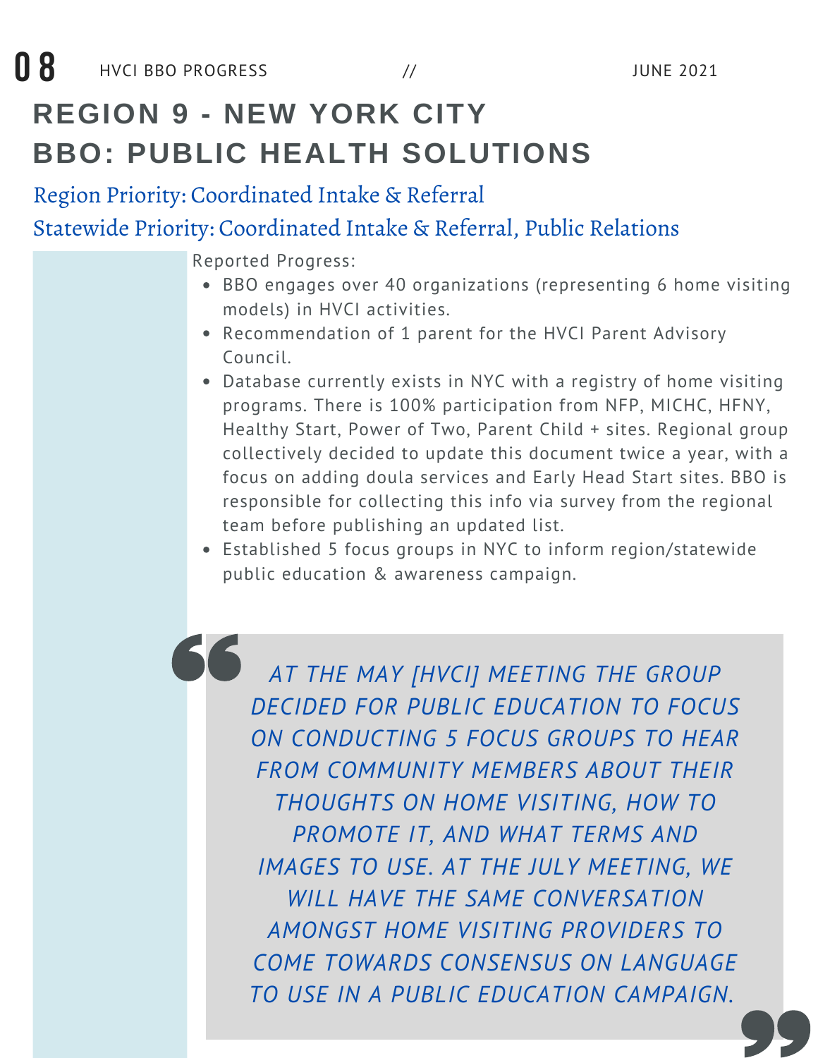# REGION 9 - NEW YORK CITY
# BBO: PUBLIC HEALTH SOLUTIONS

Region Priority: Coordinated Intake & Referral

Statewide Priority: Coordinated Intake & Referral, Public Relations

Reported Progress:

- BBO engages over 40 organizations (representing 6 home visiting models) in HVCI activities.
- Recommendation of 1 parent for the HVCI Parent Advisory Council.
- Database currently exists in NYC with a registry of home visiting programs. There is 100% participation from NFP, MICHC, HFNY, Healthy Start, Power of Two, Parent Child + sites. Regional group collectively decided to update this document twice a year, with a focus on adding doula services and Early Head Start sites. BBO is responsible for collecting this info via survey from the regional team before publishing an updated list.
- Established 5 focus groups in NYC to inform region/statewide public education & awareness campaign.

> *AT THE MAY [HVCI] MEETING THE GROUP DECIDED FOR PUBLIC EDUCATION TO FOCUS ON CONDUCTING 5 FOCUS GROUPS TO HEAR FROM COMMUNITY MEMBERS ABOUT THEIR THOUGHTS ON HOME VISITING, HOW TO PROMOTE IT, AND WHAT TERMS AND IMAGES TO USE. AT THE JULY MEETING, WE WILL HAVE THE SAME CONVERSATION AMONGST HOME VISITING PROVIDERS TO COME TOWARDS CONSENSUS ON LANGUAGE TO USE IN A PUBLIC EDUCATION CAMPAIGN.*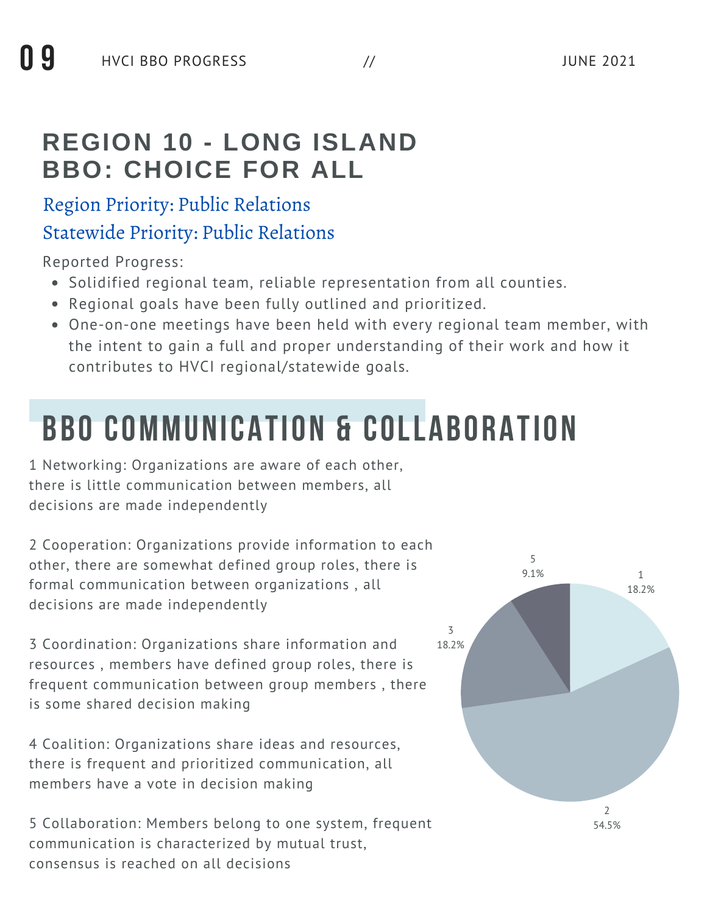## REGION 10 - LONG ISLAND BBO: CHOICE FOR ALL

### Region Priority: Public Relations

### Statewide Priority: Public Relations

Reported Progress:

- Solidified regional team, reliable representation from all counties.
- Regional goals have been fully outlined and prioritized.
- One-on-one meetings have been held with every regional team member, with the intent to gain a full and proper understanding of their work and how it contributes to HVCI regional/statewide goals.

## BBO COMMUNICATION & COLLABORATION

1 Networking: Organizations are aware of each other, there is little communication between members, all decisions are made independently

2 Cooperation: Organizations provide information to each other, there are somewhat defined group roles, there is formal communication between organizations , all decisions are made independently

3 Coordination: Organizations share information and resources , members have defined group roles, there is frequent communication between group members , there is some shared decision making

4 Coalition: Organizations share ideas and resources, there is frequent and prioritized communication, all members have a vote in decision making

5 Collaboration: Members belong to one system, frequent communication is characterized by mutual trust, consensus is reached on all decisions

| Level | Percentage |
|---|---|
| 1 | 18.2% |
| 2 | 54.5% |
| 3 | 18.2% |
| 5 | 9.1% |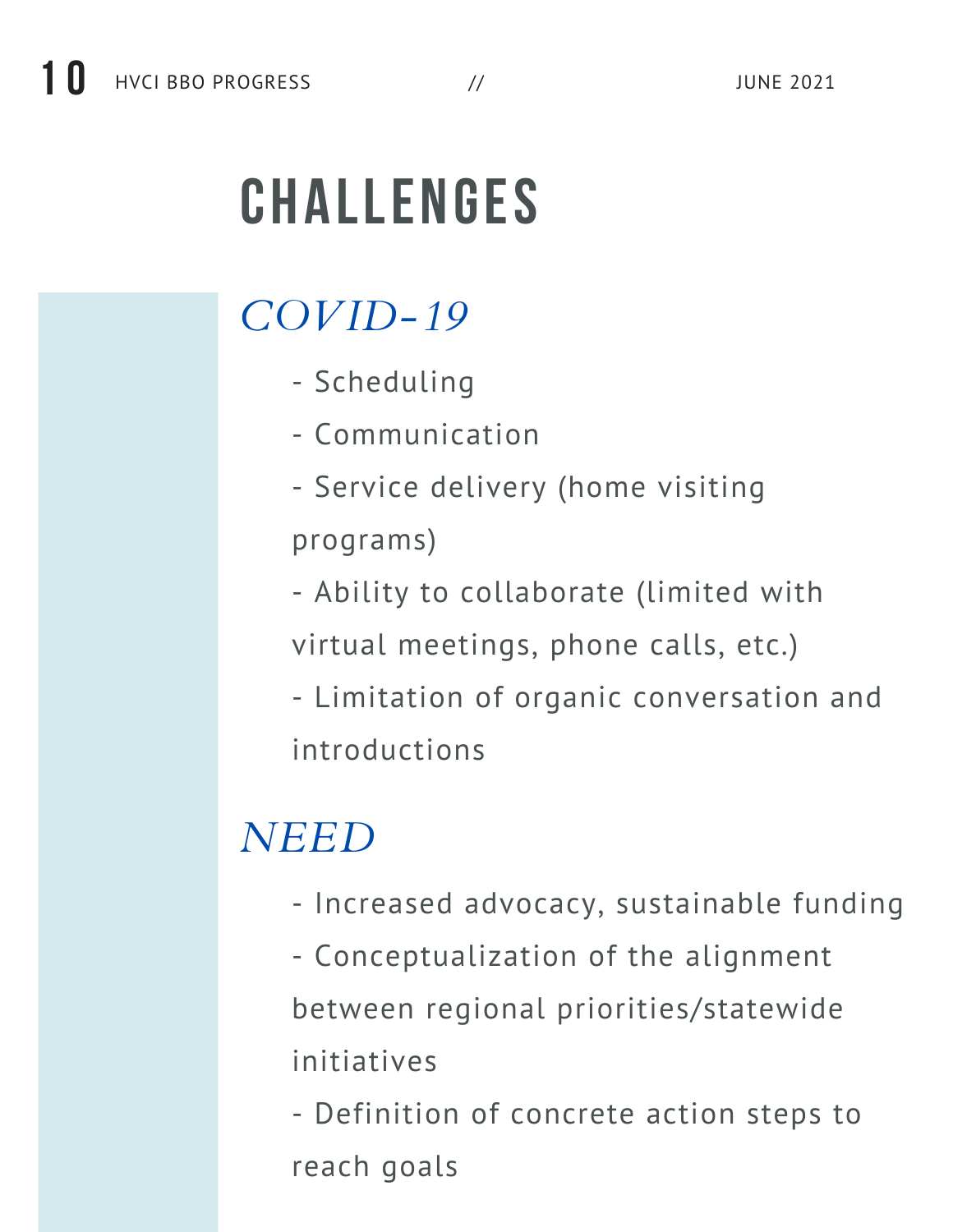# CHALLENGES

## *COVID-19*

- Scheduling
- Communication
- Service delivery (home visiting programs)
- Ability to collaborate (limited with virtual meetings, phone calls, etc.)
- Limitation of organic conversation and introductions

## *NEED*

- Increased advocacy, sustainable funding
- Conceptualization of the alignment between regional priorities/statewide initiatives
- Definition of concrete action steps to reach goals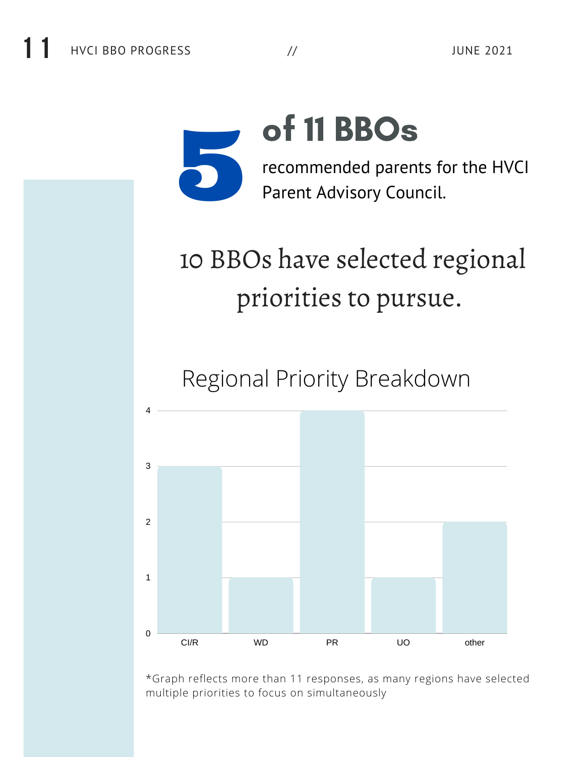# 5 of 11 BBOs

recommended parents for the HVCI Parent Advisory Council.

## 10 BBOs have selected regional priorities to pursue.

### Regional Priority Breakdown

| Priority | Count |
|---|---|
| CI/R | 3 |
| WD | 1 |
| PR | 4 |
| UO | 1 |
| other | 2 |

*Graph reflects more than 11 responses, as many regions have selected multiple priorities to focus on simultaneously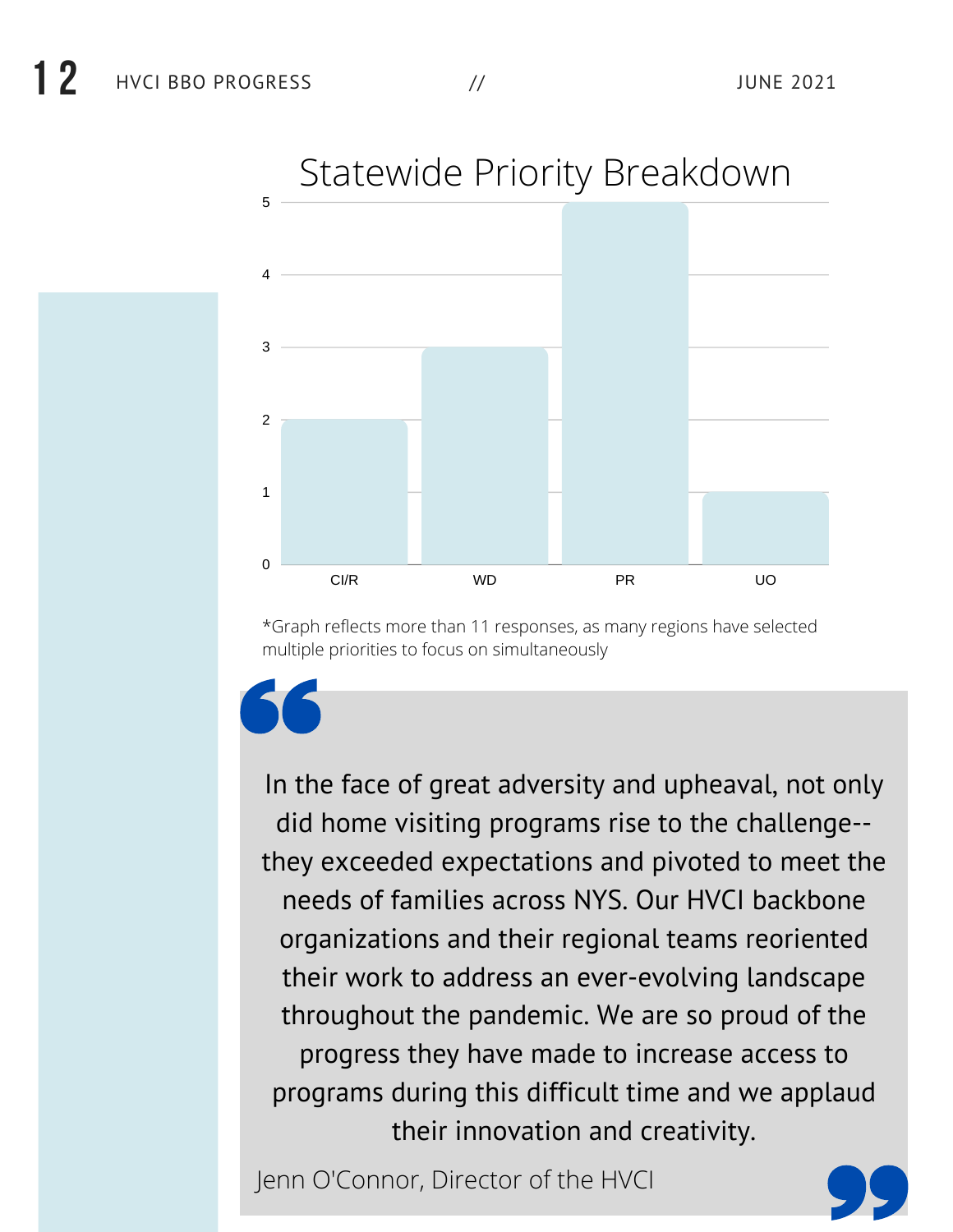## Statewide Priority Breakdown

| Priority | Count |
|---|---|
| CI/R | 2 |
| WD | 3 |
| PR | 5 |
| UO | 1 |

*Graph reflects more than 11 responses, as many regions have selected multiple priorities to focus on simultaneously

> In the face of great adversity and upheaval, not only did home visiting programs rise to the challenge--they exceeded expectations and pivoted to meet the needs of families across NYS. Our HVCI backbone organizations and their regional teams reoriented their work to address an ever-evolving landscape throughout the pandemic. We are so proud of the progress they have made to increase access to programs during this difficult time and we applaud their innovation and creativity.
>
> Jenn O'Connor, Director of the HVCI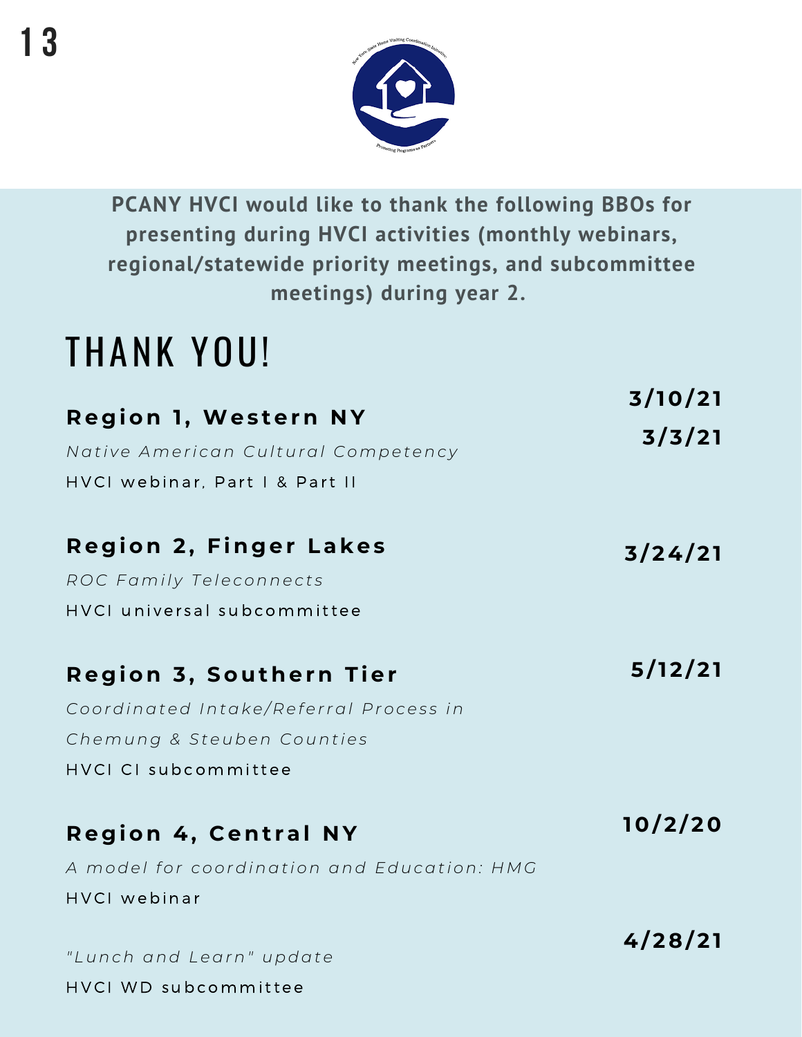**PCANY HVCI would like to thank the following BBOs for presenting during HVCI activities (monthly webinars, regional/statewide priority meetings, and subcommittee meetings) during year 2.**

# THANK YOU!

**Region 1, Western NY** — **3/10/21**, **3/3/21**

*Native American Cultural Competency*

HVCI webinar, Part I & Part II

**Region 2, Finger Lakes** — **3/24/21**

*ROC Family Teleconnects*

HVCI universal subcommittee

**Region 3, Southern Tier** — **5/12/21**

*Coordinated Intake/Referral Process in Chemung & Steuben Counties*

HVCI CI subcommittee

**Region 4, Central NY** — **10/2/20**

*A model for coordination and Education: HMG*

HVCI webinar

**4/28/21**

*"Lunch and Learn" update*

HVCI WD subcommittee